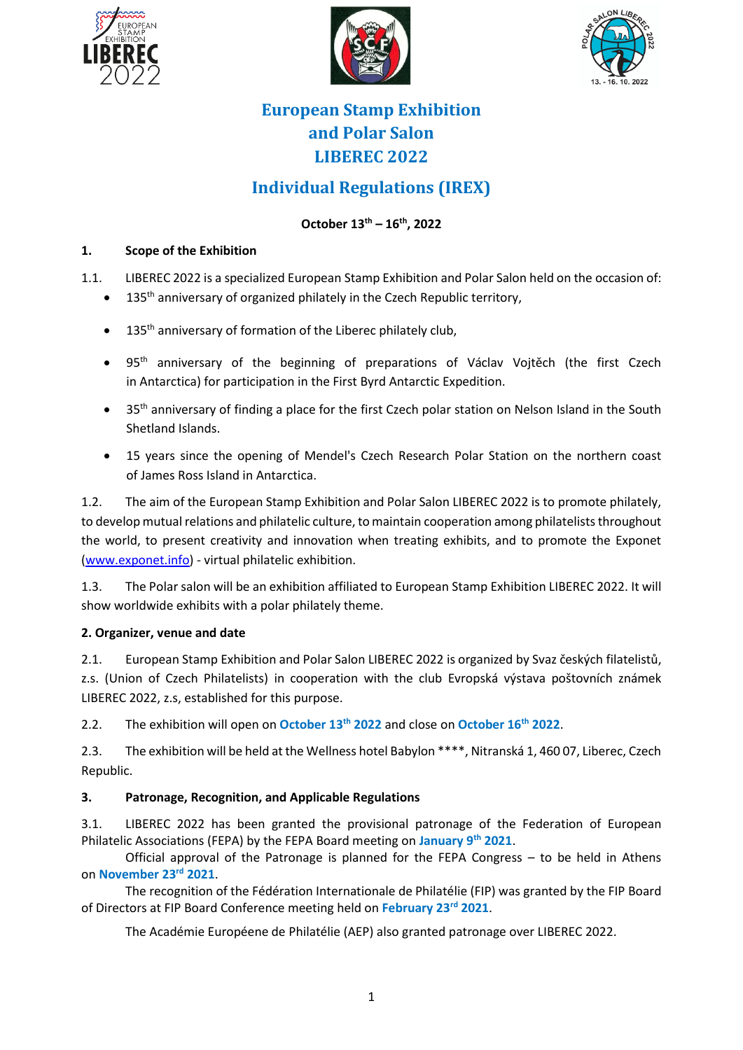# European Stamp Exhibition and Polar Salon LIBEREC 2022

## Individual Regulations (IREX)

**October 13th – 16th, 2022**

### 1. Scope of the Exhibition

1.1. LIBEREC 2022 is a specialized European Stamp Exhibition and Polar Salon held on the occasion of:

- 135th anniversary of organized philately in the Czech Republic territory,
- 135th anniversary of formation of the Liberec philately club,
- 95th anniversary of the beginning of preparations of Václav Vojtěch (the first Czech in Antarctica) for participation in the First Byrd Antarctic Expedition.
- 35th anniversary of finding a place for the first Czech polar station on Nelson Island in the South Shetland Islands.
- 15 years since the opening of Mendel's Czech Research Polar Station on the northern coast of James Ross Island in Antarctica.

1.2. The aim of the European Stamp Exhibition and Polar Salon LIBEREC 2022 is to promote philately, to develop mutual relations and philatelic culture, to maintain cooperation among philatelists throughout the world, to present creativity and innovation when treating exhibits, and to promote the Exponet (www.exponet.info) - virtual philatelic exhibition.

1.3. The Polar salon will be an exhibition affiliated to European Stamp Exhibition LIBEREC 2022. It will show worldwide exhibits with a polar philately theme.

### 2. Organizer, venue and date

2.1. European Stamp Exhibition and Polar Salon LIBEREC 2022 is organized by Svaz českých filatelistů, z.s. (Union of Czech Philatelists) in cooperation with the club Evropská výstava poštovních známek LIBEREC 2022, z.s, established for this purpose.

2.2. The exhibition will open on **October 13th 2022** and close on **October 16th 2022**.

2.3. The exhibition will be held at the Wellness hotel Babylon ****, Nitranská 1, 460 07, Liberec, Czech Republic.

### 3. Patronage, Recognition, and Applicable Regulations

3.1. LIBEREC 2022 has been granted the provisional patronage of the Federation of European Philatelic Associations (FEPA) by the FEPA Board meeting on **January 9th 2021**.

Official approval of the Patronage is planned for the FEPA Congress – to be held in Athens on **November 23rd 2021**.

The recognition of the Fédération Internationale de Philatélie (FIP) was granted by the FIP Board of Directors at FIP Board Conference meeting held on **February 23rd 2021**.

The Académie Européene de Philatélie (AEP) also granted patronage over LIBEREC 2022.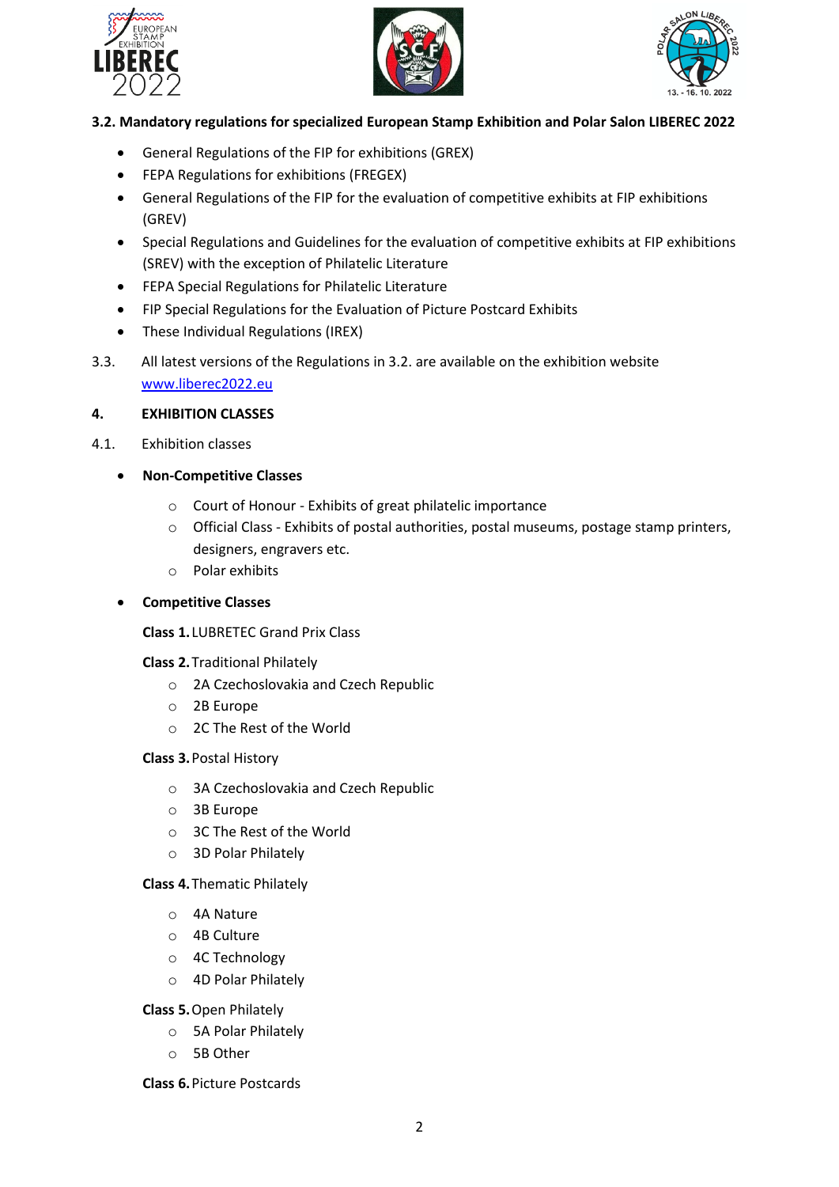**3.2. Mandatory regulations for specialized European Stamp Exhibition and Polar Salon LIBEREC 2022**

- General Regulations of the FIP for exhibitions (GREX)
- FEPA Regulations for exhibitions (FREGEX)
- General Regulations of the FIP for the evaluation of competitive exhibits at FIP exhibitions (GREV)
- Special Regulations and Guidelines for the evaluation of competitive exhibits at FIP exhibitions (SREV) with the exception of Philatelic Literature
- FEPA Special Regulations for Philatelic Literature
- FIP Special Regulations for the Evaluation of Picture Postcard Exhibits
- These Individual Regulations (IREX)

3.3. All latest versions of the Regulations in 3.2. are available on the exhibition website www.liberec2022.eu

## 4. EXHIBITION CLASSES

4.1. Exhibition classes

- **Non-Competitive Classes**
  - Court of Honour - Exhibits of great philatelic importance
  - Official Class - Exhibits of postal authorities, postal museums, postage stamp printers, designers, engravers etc.
  - Polar exhibits
- **Competitive Classes**

  **Class 1.** LUBRETEC Grand Prix Class

  **Class 2.** Traditional Philately
  - 2A Czechoslovakia and Czech Republic
  - 2B Europe
  - 2C The Rest of the World

  **Class 3.** Postal History
  - 3A Czechoslovakia and Czech Republic
  - 3B Europe
  - 3C The Rest of the World
  - 3D Polar Philately

  **Class 4.** Thematic Philately
  - 4A Nature
  - 4B Culture
  - 4C Technology
  - 4D Polar Philately

  **Class 5.** Open Philately
  - 5A Polar Philately
  - 5B Other

  **Class 6.** Picture Postcards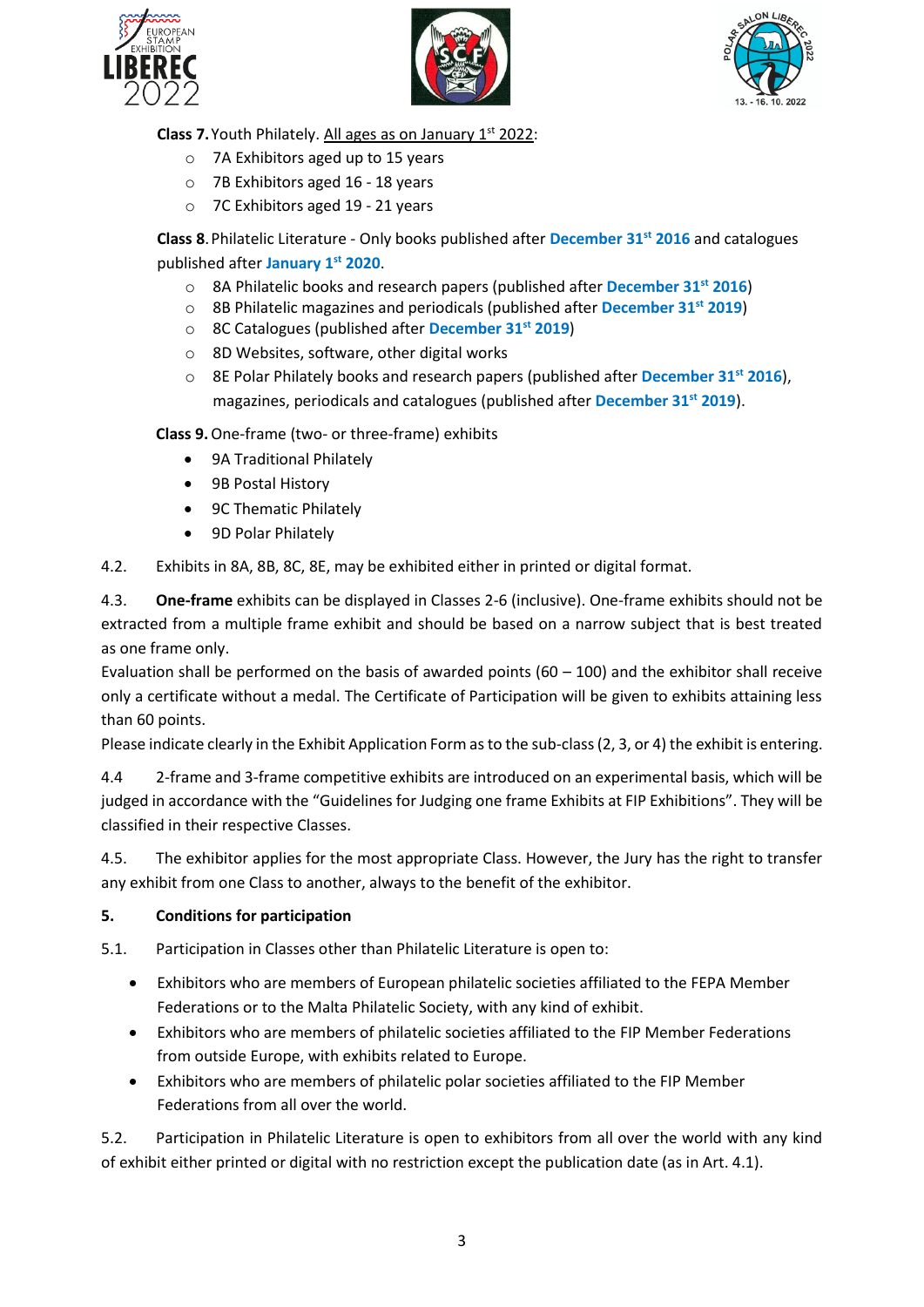**Class 7.** Youth Philately. All ages as on January 1st 2022:

- 7A Exhibitors aged up to 15 years
- 7B Exhibitors aged 16 - 18 years
- 7C Exhibitors aged 19 - 21 years

**Class 8.** Philatelic Literature - Only books published after **December 31st 2016** and catalogues published after **January 1st 2020**.

- 8A Philatelic books and research papers (published after **December 31st 2016**)
- 8B Philatelic magazines and periodicals (published after **December 31st 2019**)
- 8C Catalogues (published after **December 31st 2019**)
- 8D Websites, software, other digital works
- 8E Polar Philately books and research papers (published after **December 31st 2016**), magazines, periodicals and catalogues (published after **December 31st 2019**).

**Class 9.** One-frame (two- or three-frame) exhibits

- 9A Traditional Philately
- 9B Postal History
- 9C Thematic Philately
- 9D Polar Philately

4.2. Exhibits in 8A, 8B, 8C, 8E, may be exhibited either in printed or digital format.

4.3. **One-frame** exhibits can be displayed in Classes 2-6 (inclusive). One-frame exhibits should not be extracted from a multiple frame exhibit and should be based on a narrow subject that is best treated as one frame only.

Evaluation shall be performed on the basis of awarded points (60 – 100) and the exhibitor shall receive only a certificate without a medal. The Certificate of Participation will be given to exhibits attaining less than 60 points.

Please indicate clearly in the Exhibit Application Form as to the sub-class (2, 3, or 4) the exhibit is entering.

4.4 2-frame and 3-frame competitive exhibits are introduced on an experimental basis, which will be judged in accordance with the "Guidelines for Judging one frame Exhibits at FIP Exhibitions". They will be classified in their respective Classes.

4.5. The exhibitor applies for the most appropriate Class. However, the Jury has the right to transfer any exhibit from one Class to another, always to the benefit of the exhibitor.

## 5. Conditions for participation

5.1. Participation in Classes other than Philatelic Literature is open to:

- Exhibitors who are members of European philatelic societies affiliated to the FEPA Member Federations or to the Malta Philatelic Society, with any kind of exhibit.
- Exhibitors who are members of philatelic societies affiliated to the FIP Member Federations from outside Europe, with exhibits related to Europe.
- Exhibitors who are members of philatelic polar societies affiliated to the FIP Member Federations from all over the world.

5.2. Participation in Philatelic Literature is open to exhibitors from all over the world with any kind of exhibit either printed or digital with no restriction except the publication date (as in Art. 4.1).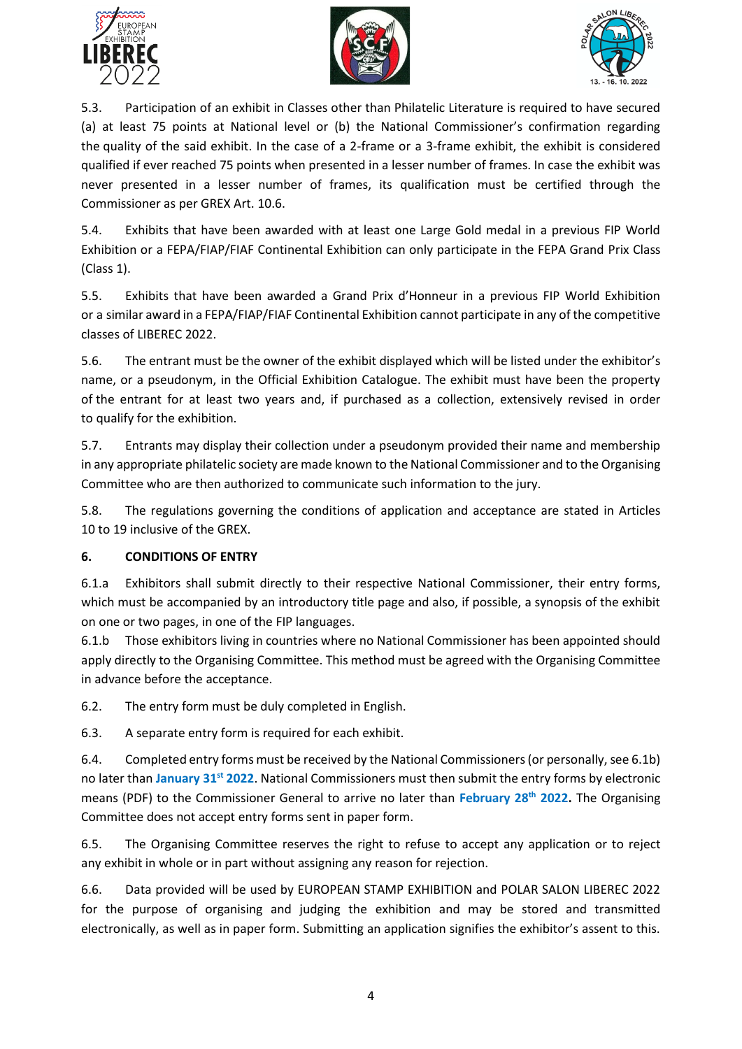5.3. Participation of an exhibit in Classes other than Philatelic Literature is required to have secured (a) at least 75 points at National level or (b) the National Commissioner's confirmation regarding the quality of the said exhibit. In the case of a 2-frame or a 3-frame exhibit, the exhibit is considered qualified if ever reached 75 points when presented in a lesser number of frames. In case the exhibit was never presented in a lesser number of frames, its qualification must be certified through the Commissioner as per GREX Art. 10.6.

5.4. Exhibits that have been awarded with at least one Large Gold medal in a previous FIP World Exhibition or a FEPA/FIAP/FIAF Continental Exhibition can only participate in the FEPA Grand Prix Class (Class 1).

5.5. Exhibits that have been awarded a Grand Prix d'Honneur in a previous FIP World Exhibition or a similar award in a FEPA/FIAP/FIAF Continental Exhibition cannot participate in any of the competitive classes of LIBEREC 2022.

5.6. The entrant must be the owner of the exhibit displayed which will be listed under the exhibitor's name, or a pseudonym, in the Official Exhibition Catalogue. The exhibit must have been the property of the entrant for at least two years and, if purchased as a collection, extensively revised in order to qualify for the exhibition.

5.7. Entrants may display their collection under a pseudonym provided their name and membership in any appropriate philatelic society are made known to the National Commissioner and to the Organising Committee who are then authorized to communicate such information to the jury.

5.8. The regulations governing the conditions of application and acceptance are stated in Articles 10 to 19 inclusive of the GREX.

## 6. CONDITIONS OF ENTRY

6.1.a Exhibitors shall submit directly to their respective National Commissioner, their entry forms, which must be accompanied by an introductory title page and also, if possible, a synopsis of the exhibit on one or two pages, in one of the FIP languages.

6.1.b Those exhibitors living in countries where no National Commissioner has been appointed should apply directly to the Organising Committee. This method must be agreed with the Organising Committee in advance before the acceptance.

6.2. The entry form must be duly completed in English.

6.3. A separate entry form is required for each exhibit.

6.4. Completed entry forms must be received by the National Commissioners (or personally, see 6.1b) no later than **January 31st 2022**. National Commissioners must then submit the entry forms by electronic means (PDF) to the Commissioner General to arrive no later than **February 28th 2022.** The Organising Committee does not accept entry forms sent in paper form.

6.5. The Organising Committee reserves the right to refuse to accept any application or to reject any exhibit in whole or in part without assigning any reason for rejection.

6.6. Data provided will be used by EUROPEAN STAMP EXHIBITION and POLAR SALON LIBEREC 2022 for the purpose of organising and judging the exhibition and may be stored and transmitted electronically, as well as in paper form. Submitting an application signifies the exhibitor's assent to this.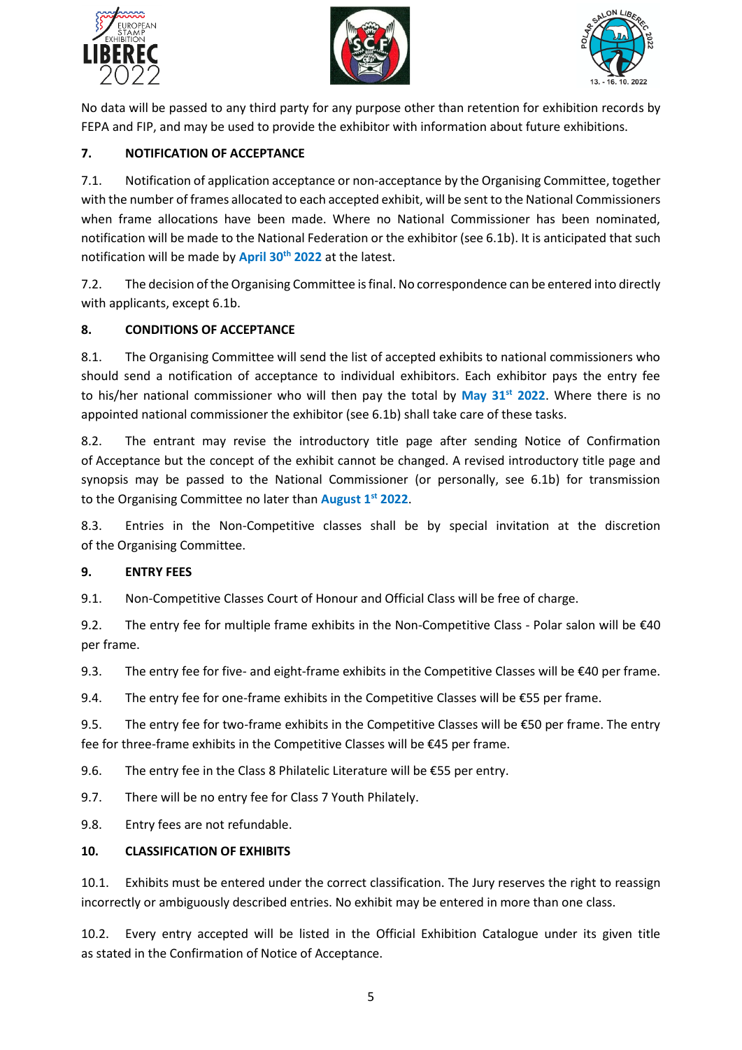No data will be passed to any third party for any purpose other than retention for exhibition records by FEPA and FIP, and may be used to provide the exhibitor with information about future exhibitions.

## 7. NOTIFICATION OF ACCEPTANCE

7.1. Notification of application acceptance or non-acceptance by the Organising Committee, together with the number of frames allocated to each accepted exhibit, will be sent to the National Commissioners when frame allocations have been made. Where no National Commissioner has been nominated, notification will be made to the National Federation or the exhibitor (see 6.1b). It is anticipated that such notification will be made by **April 30th 2022** at the latest.

7.2. The decision of the Organising Committee is final. No correspondence can be entered into directly with applicants, except 6.1b.

## 8. CONDITIONS OF ACCEPTANCE

8.1. The Organising Committee will send the list of accepted exhibits to national commissioners who should send a notification of acceptance to individual exhibitors. Each exhibitor pays the entry fee to his/her national commissioner who will then pay the total by **May 31st 2022**. Where there is no appointed national commissioner the exhibitor (see 6.1b) shall take care of these tasks.

8.2. The entrant may revise the introductory title page after sending Notice of Confirmation of Acceptance but the concept of the exhibit cannot be changed. A revised introductory title page and synopsis may be passed to the National Commissioner (or personally, see 6.1b) for transmission to the Organising Committee no later than **August 1st 2022**.

8.3. Entries in the Non-Competitive classes shall be by special invitation at the discretion of the Organising Committee.

## 9. ENTRY FEES

9.1. Non-Competitive Classes Court of Honour and Official Class will be free of charge.

9.2. The entry fee for multiple frame exhibits in the Non-Competitive Class - Polar salon will be €40 per frame.

9.3. The entry fee for five- and eight-frame exhibits in the Competitive Classes will be €40 per frame.

9.4. The entry fee for one-frame exhibits in the Competitive Classes will be €55 per frame.

9.5. The entry fee for two-frame exhibits in the Competitive Classes will be €50 per frame. The entry fee for three-frame exhibits in the Competitive Classes will be €45 per frame.

9.6. The entry fee in the Class 8 Philatelic Literature will be €55 per entry.

9.7. There will be no entry fee for Class 7 Youth Philately.

9.8. Entry fees are not refundable.

## 10. CLASSIFICATION OF EXHIBITS

10.1. Exhibits must be entered under the correct classification. The Jury reserves the right to reassign incorrectly or ambiguously described entries. No exhibit may be entered in more than one class.

10.2. Every entry accepted will be listed in the Official Exhibition Catalogue under its given title as stated in the Confirmation of Notice of Acceptance.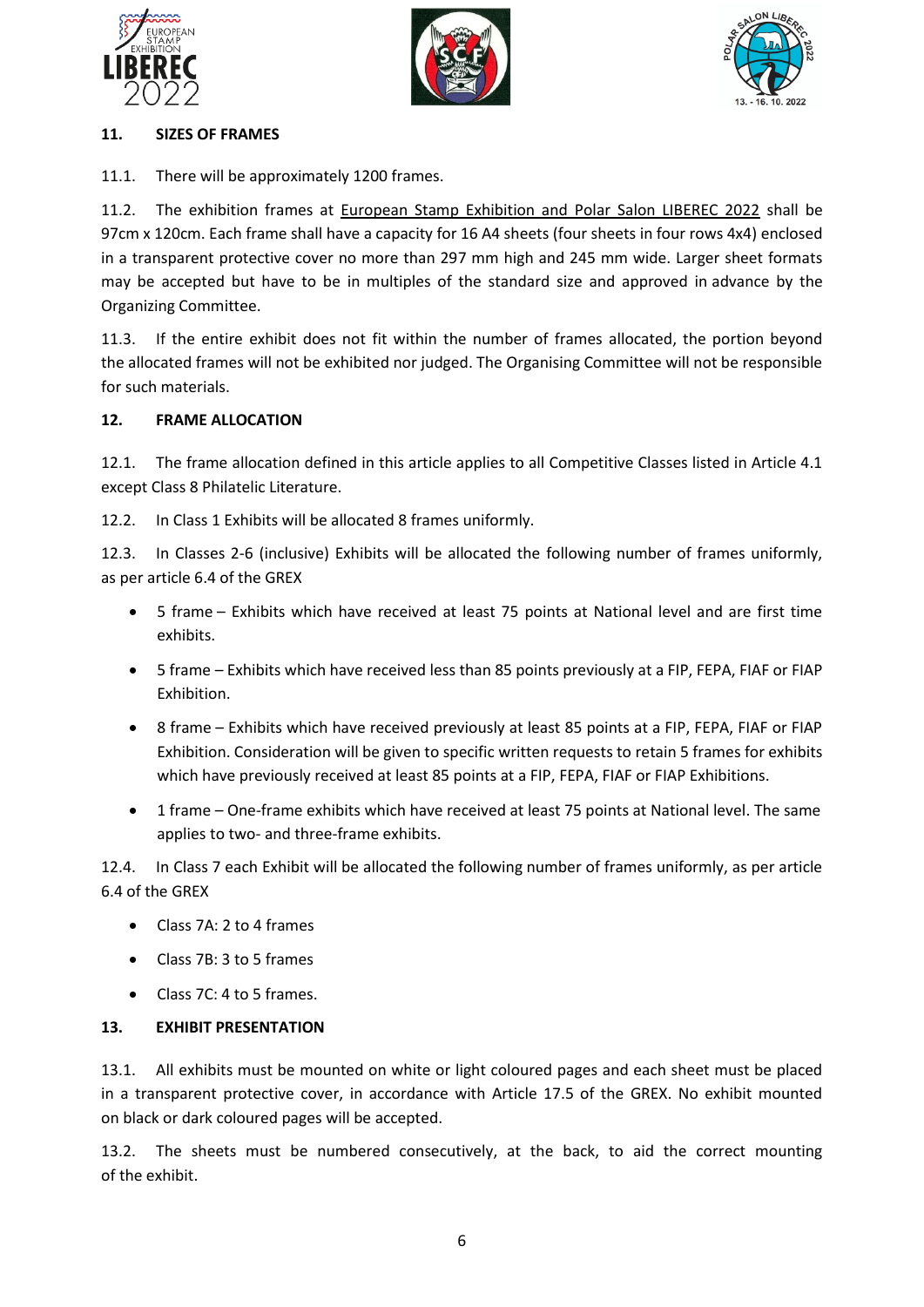## 11. SIZES OF FRAMES

11.1. There will be approximately 1200 frames.

11.2. The exhibition frames at European Stamp Exhibition and Polar Salon LIBEREC 2022 shall be 97cm x 120cm. Each frame shall have a capacity for 16 A4 sheets (four sheets in four rows 4x4) enclosed in a transparent protective cover no more than 297 mm high and 245 mm wide. Larger sheet formats may be accepted but have to be in multiples of the standard size and approved in advance by the Organizing Committee.

11.3. If the entire exhibit does not fit within the number of frames allocated, the portion beyond the allocated frames will not be exhibited nor judged. The Organising Committee will not be responsible for such materials.

## 12. FRAME ALLOCATION

12.1. The frame allocation defined in this article applies to all Competitive Classes listed in Article 4.1 except Class 8 Philatelic Literature.

12.2. In Class 1 Exhibits will be allocated 8 frames uniformly.

12.3. In Classes 2-6 (inclusive) Exhibits will be allocated the following number of frames uniformly, as per article 6.4 of the GREX

- 5 frame – Exhibits which have received at least 75 points at National level and are first time exhibits.
- 5 frame – Exhibits which have received less than 85 points previously at a FIP, FEPA, FIAF or FIAP Exhibition.
- 8 frame – Exhibits which have received previously at least 85 points at a FIP, FEPA, FIAF or FIAP Exhibition. Consideration will be given to specific written requests to retain 5 frames for exhibits which have previously received at least 85 points at a FIP, FEPA, FIAF or FIAP Exhibitions.
- 1 frame – One-frame exhibits which have received at least 75 points at National level. The same applies to two- and three-frame exhibits.

12.4. In Class 7 each Exhibit will be allocated the following number of frames uniformly, as per article 6.4 of the GREX

- Class 7A: 2 to 4 frames
- Class 7B: 3 to 5 frames
- Class 7C: 4 to 5 frames.

## 13. EXHIBIT PRESENTATION

13.1. All exhibits must be mounted on white or light coloured pages and each sheet must be placed in a transparent protective cover, in accordance with Article 17.5 of the GREX. No exhibit mounted on black or dark coloured pages will be accepted.

13.2. The sheets must be numbered consecutively, at the back, to aid the correct mounting of the exhibit.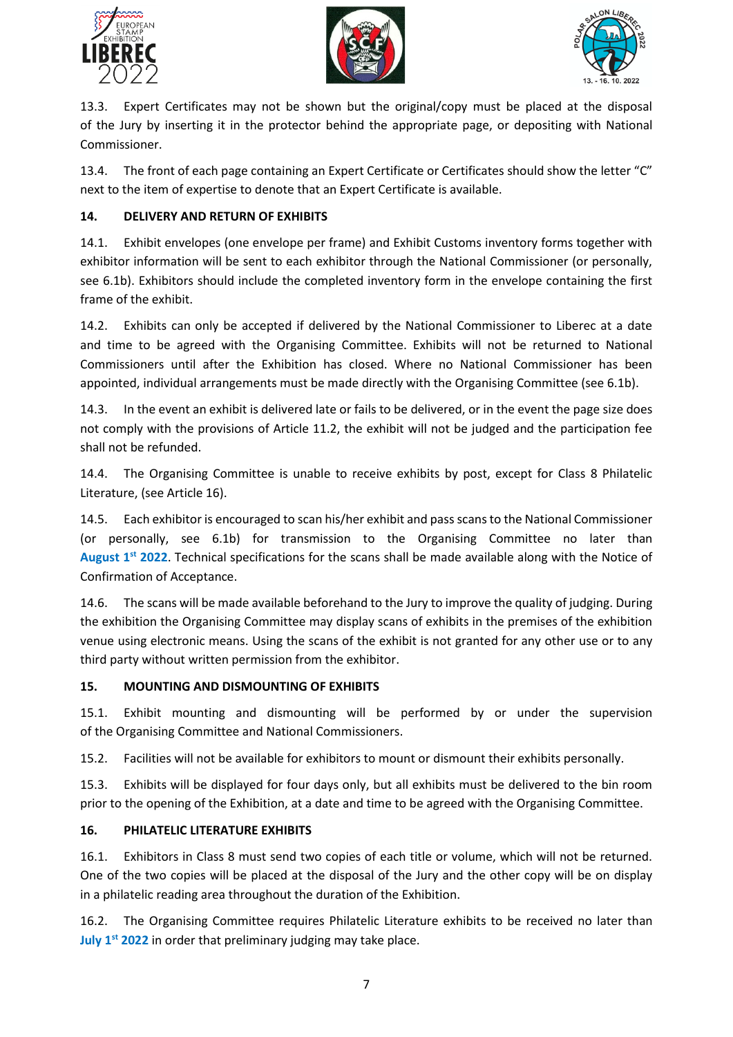13.3. Expert Certificates may not be shown but the original/copy must be placed at the disposal of the Jury by inserting it in the protector behind the appropriate page, or depositing with National Commissioner.

13.4. The front of each page containing an Expert Certificate or Certificates should show the letter "C" next to the item of expertise to denote that an Expert Certificate is available.

**14. DELIVERY AND RETURN OF EXHIBITS**

14.1. Exhibit envelopes (one envelope per frame) and Exhibit Customs inventory forms together with exhibitor information will be sent to each exhibitor through the National Commissioner (or personally, see 6.1b). Exhibitors should include the completed inventory form in the envelope containing the first frame of the exhibit.

14.2. Exhibits can only be accepted if delivered by the National Commissioner to Liberec at a date and time to be agreed with the Organising Committee. Exhibits will not be returned to National Commissioners until after the Exhibition has closed. Where no National Commissioner has been appointed, individual arrangements must be made directly with the Organising Committee (see 6.1b).

14.3. In the event an exhibit is delivered late or fails to be delivered, or in the event the page size does not comply with the provisions of Article 11.2, the exhibit will not be judged and the participation fee shall not be refunded.

14.4. The Organising Committee is unable to receive exhibits by post, except for Class 8 Philatelic Literature, (see Article 16).

14.5. Each exhibitor is encouraged to scan his/her exhibit and pass scans to the National Commissioner (or personally, see 6.1b) for transmission to the Organising Committee no later than **August 1st 2022**. Technical specifications for the scans shall be made available along with the Notice of Confirmation of Acceptance.

14.6. The scans will be made available beforehand to the Jury to improve the quality of judging. During the exhibition the Organising Committee may display scans of exhibits in the premises of the exhibition venue using electronic means. Using the scans of the exhibit is not granted for any other use or to any third party without written permission from the exhibitor.

**15. MOUNTING AND DISMOUNTING OF EXHIBITS**

15.1. Exhibit mounting and dismounting will be performed by or under the supervision of the Organising Committee and National Commissioners.

15.2. Facilities will not be available for exhibitors to mount or dismount their exhibits personally.

15.3. Exhibits will be displayed for four days only, but all exhibits must be delivered to the bin room prior to the opening of the Exhibition, at a date and time to be agreed with the Organising Committee.

**16. PHILATELIC LITERATURE EXHIBITS**

16.1. Exhibitors in Class 8 must send two copies of each title or volume, which will not be returned. One of the two copies will be placed at the disposal of the Jury and the other copy will be on display in a philatelic reading area throughout the duration of the Exhibition.

16.2. The Organising Committee requires Philatelic Literature exhibits to be received no later than **July 1st 2022** in order that preliminary judging may take place.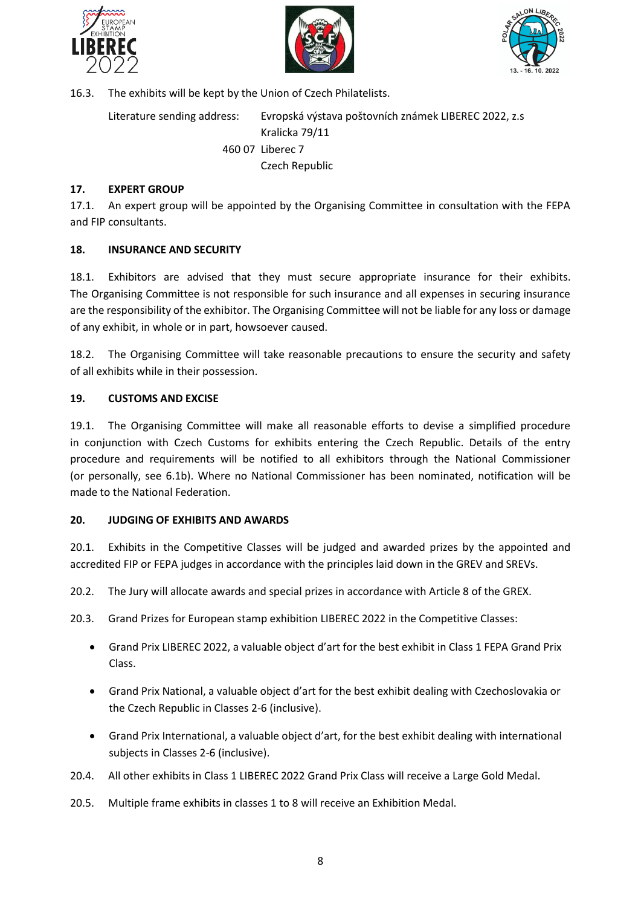16.3. The exhibits will be kept by the Union of Czech Philatelists.

Literature sending address:
Evropská výstava poštovních známek LIBEREC 2022, z.s
Kralicka 79/11
460 07 Liberec 7
Czech Republic

## 17. EXPERT GROUP

17.1. An expert group will be appointed by the Organising Committee in consultation with the FEPA and FIP consultants.

## 18. INSURANCE AND SECURITY

18.1. Exhibitors are advised that they must secure appropriate insurance for their exhibits. The Organising Committee is not responsible for such insurance and all expenses in securing insurance are the responsibility of the exhibitor. The Organising Committee will not be liable for any loss or damage of any exhibit, in whole or in part, howsoever caused.

18.2. The Organising Committee will take reasonable precautions to ensure the security and safety of all exhibits while in their possession.

## 19. CUSTOMS AND EXCISE

19.1. The Organising Committee will make all reasonable efforts to devise a simplified procedure in conjunction with Czech Customs for exhibits entering the Czech Republic. Details of the entry procedure and requirements will be notified to all exhibitors through the National Commissioner (or personally, see 6.1b). Where no National Commissioner has been nominated, notification will be made to the National Federation.

## 20. JUDGING OF EXHIBITS AND AWARDS

20.1. Exhibits in the Competitive Classes will be judged and awarded prizes by the appointed and accredited FIP or FEPA judges in accordance with the principles laid down in the GREV and SREVs.

20.2. The Jury will allocate awards and special prizes in accordance with Article 8 of the GREX.

20.3. Grand Prizes for European stamp exhibition LIBEREC 2022 in the Competitive Classes:

- Grand Prix LIBEREC 2022, a valuable object d'art for the best exhibit in Class 1 FEPA Grand Prix Class.
- Grand Prix National, a valuable object d'art for the best exhibit dealing with Czechoslovakia or the Czech Republic in Classes 2-6 (inclusive).
- Grand Prix International, a valuable object d'art, for the best exhibit dealing with international subjects in Classes 2-6 (inclusive).

20.4. All other exhibits in Class 1 LIBEREC 2022 Grand Prix Class will receive a Large Gold Medal.

20.5. Multiple frame exhibits in classes 1 to 8 will receive an Exhibition Medal.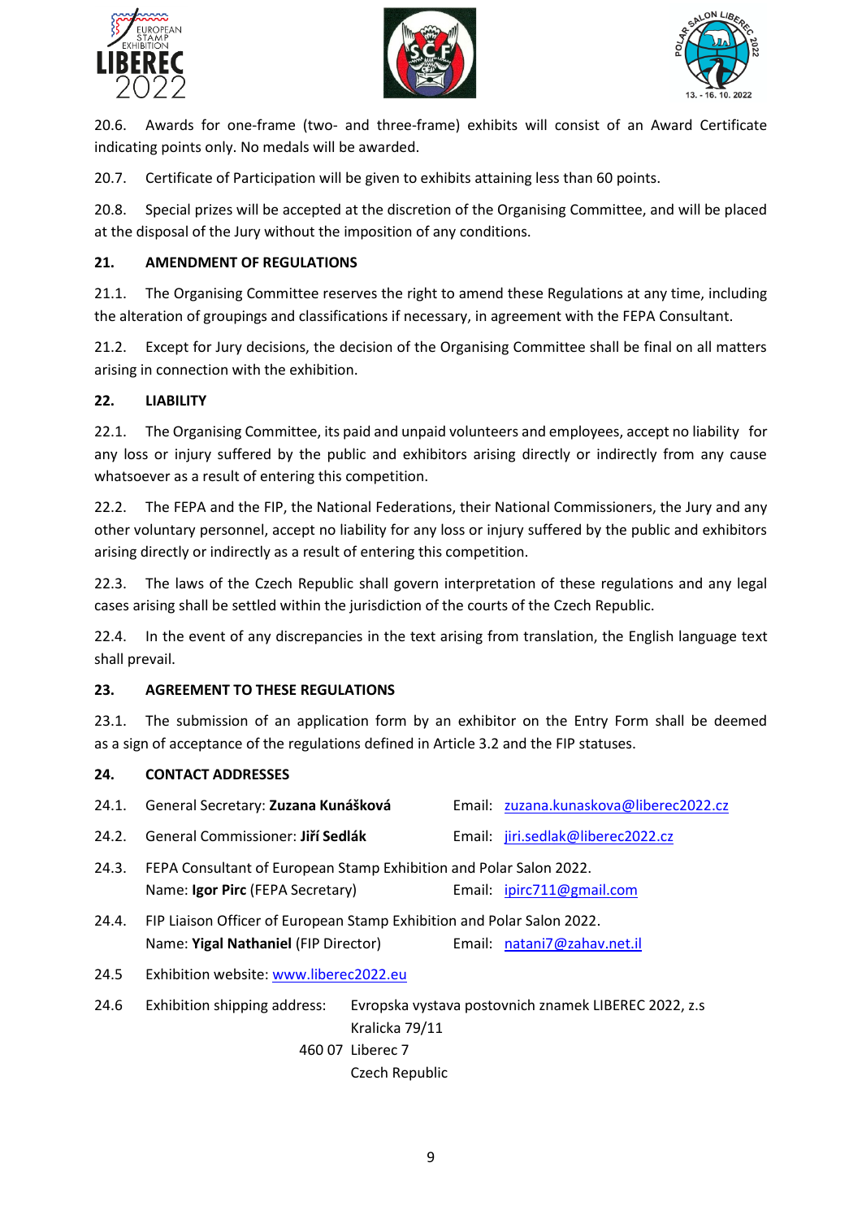20.6. Awards for one-frame (two- and three-frame) exhibits will consist of an Award Certificate indicating points only. No medals will be awarded.

20.7. Certificate of Participation will be given to exhibits attaining less than 60 points.

20.8. Special prizes will be accepted at the discretion of the Organising Committee, and will be placed at the disposal of the Jury without the imposition of any conditions.

## 21. AMENDMENT OF REGULATIONS

21.1. The Organising Committee reserves the right to amend these Regulations at any time, including the alteration of groupings and classifications if necessary, in agreement with the FEPA Consultant.

21.2. Except for Jury decisions, the decision of the Organising Committee shall be final on all matters arising in connection with the exhibition.

## 22. LIABILITY

22.1. The Organising Committee, its paid and unpaid volunteers and employees, accept no liability for any loss or injury suffered by the public and exhibitors arising directly or indirectly from any cause whatsoever as a result of entering this competition.

22.2. The FEPA and the FIP, the National Federations, their National Commissioners, the Jury and any other voluntary personnel, accept no liability for any loss or injury suffered by the public and exhibitors arising directly or indirectly as a result of entering this competition.

22.3. The laws of the Czech Republic shall govern interpretation of these regulations and any legal cases arising shall be settled within the jurisdiction of the courts of the Czech Republic.

22.4. In the event of any discrepancies in the text arising from translation, the English language text shall prevail.

## 23. AGREEMENT TO THESE REGULATIONS

23.1. The submission of an application form by an exhibitor on the Entry Form shall be deemed as a sign of acceptance of the regulations defined in Article 3.2 and the FIP statuses.

## 24. CONTACT ADDRESSES

24.1. General Secretary: **Zuzana Kunášková** Email: zuzana.kunaskova@liberec2022.cz

24.2. General Commissioner: **Jiří Sedlák** Email: jiri.sedlak@liberec2022.cz

24.3. FEPA Consultant of European Stamp Exhibition and Polar Salon 2022.
Name: **Igor Pirc** (FEPA Secretary) Email: ipirc711@gmail.com

24.4. FIP Liaison Officer of European Stamp Exhibition and Polar Salon 2022.
Name: **Yigal Nathaniel** (FIP Director) Email: natani7@zahav.net.il

24.5 Exhibition website: www.liberec2022.eu

24.6 Exhibition shipping address: Evropska vystava postovnich znamek LIBEREC 2022, z.s
Kralicka 79/11
460 07 Liberec 7
Czech Republic